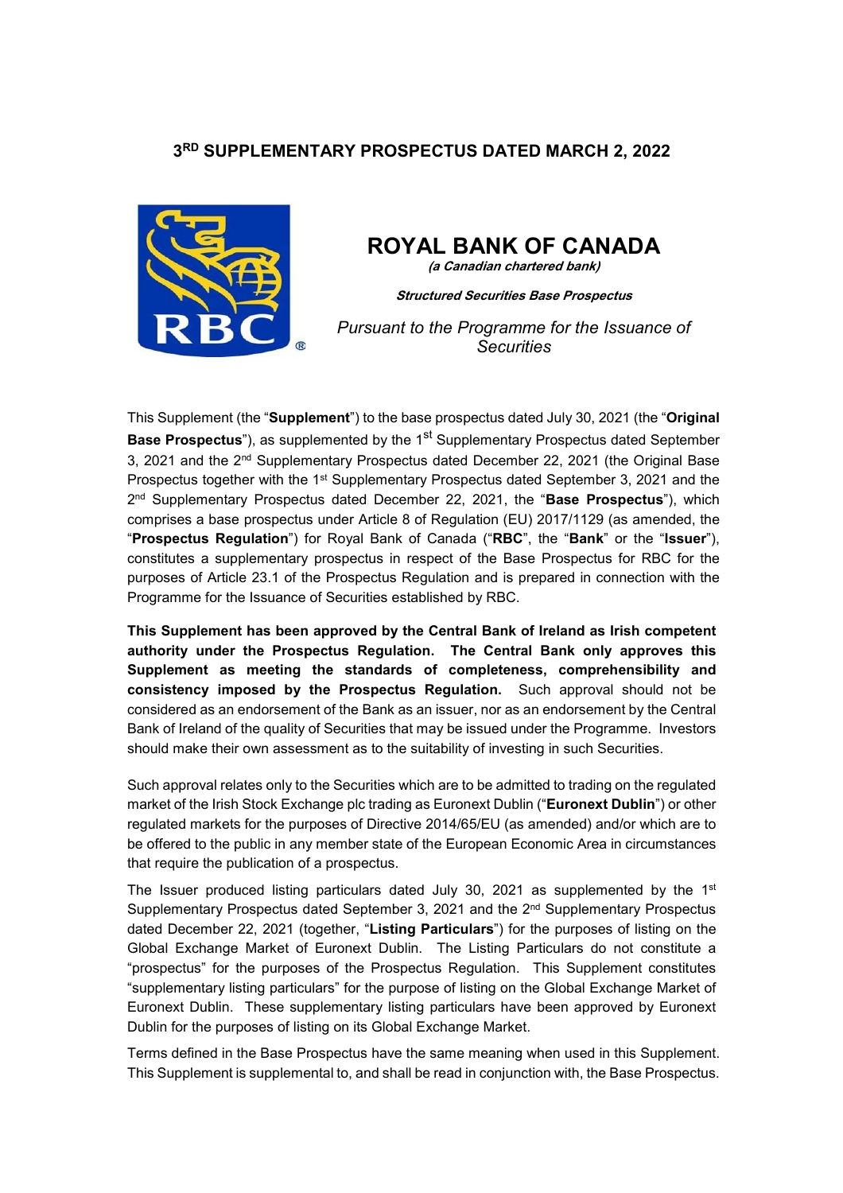# 3RD SUPPLEMENTARY PROSPECTUS DATED MARCH 2, 2022

## ROYAL BANK OF CANADA

***(a Canadian chartered bank)***

***Structured Securities Base Prospectus***

*Pursuant to the Programme for the Issuance of Securities*

This Supplement (the "**Supplement**") to the base prospectus dated July 30, 2021 (the "**Original Base Prospectus**"), as supplemented by the 1st Supplementary Prospectus dated September 3, 2021 and the 2nd Supplementary Prospectus dated December 22, 2021 (the Original Base Prospectus together with the 1st Supplementary Prospectus dated September 3, 2021 and the 2nd Supplementary Prospectus dated December 22, 2021, the "**Base Prospectus**"), which comprises a base prospectus under Article 8 of Regulation (EU) 2017/1129 (as amended, the "**Prospectus Regulation**") for Royal Bank of Canada ("**RBC**", the "**Bank**" or the "**Issuer**"), constitutes a supplementary prospectus in respect of the Base Prospectus for RBC for the purposes of Article 23.1 of the Prospectus Regulation and is prepared in connection with the Programme for the Issuance of Securities established by RBC.

**This Supplement has been approved by the Central Bank of Ireland as Irish competent authority under the Prospectus Regulation. The Central Bank only approves this Supplement as meeting the standards of completeness, comprehensibility and consistency imposed by the Prospectus Regulation.** Such approval should not be considered as an endorsement of the Bank as an issuer, nor as an endorsement by the Central Bank of Ireland of the quality of Securities that may be issued under the Programme. Investors should make their own assessment as to the suitability of investing in such Securities.

Such approval relates only to the Securities which are to be admitted to trading on the regulated market of the Irish Stock Exchange plc trading as Euronext Dublin ("**Euronext Dublin**") or other regulated markets for the purposes of Directive 2014/65/EU (as amended) and/or which are to be offered to the public in any member state of the European Economic Area in circumstances that require the publication of a prospectus.

The Issuer produced listing particulars dated July 30, 2021 as supplemented by the 1st Supplementary Prospectus dated September 3, 2021 and the 2nd Supplementary Prospectus dated December 22, 2021 (together, "**Listing Particulars**") for the purposes of listing on the Global Exchange Market of Euronext Dublin. The Listing Particulars do not constitute a "prospectus" for the purposes of the Prospectus Regulation. This Supplement constitutes "supplementary listing particulars" for the purpose of listing on the Global Exchange Market of Euronext Dublin. These supplementary listing particulars have been approved by Euronext Dublin for the purposes of listing on its Global Exchange Market.

Terms defined in the Base Prospectus have the same meaning when used in this Supplement. This Supplement is supplemental to, and shall be read in conjunction with, the Base Prospectus.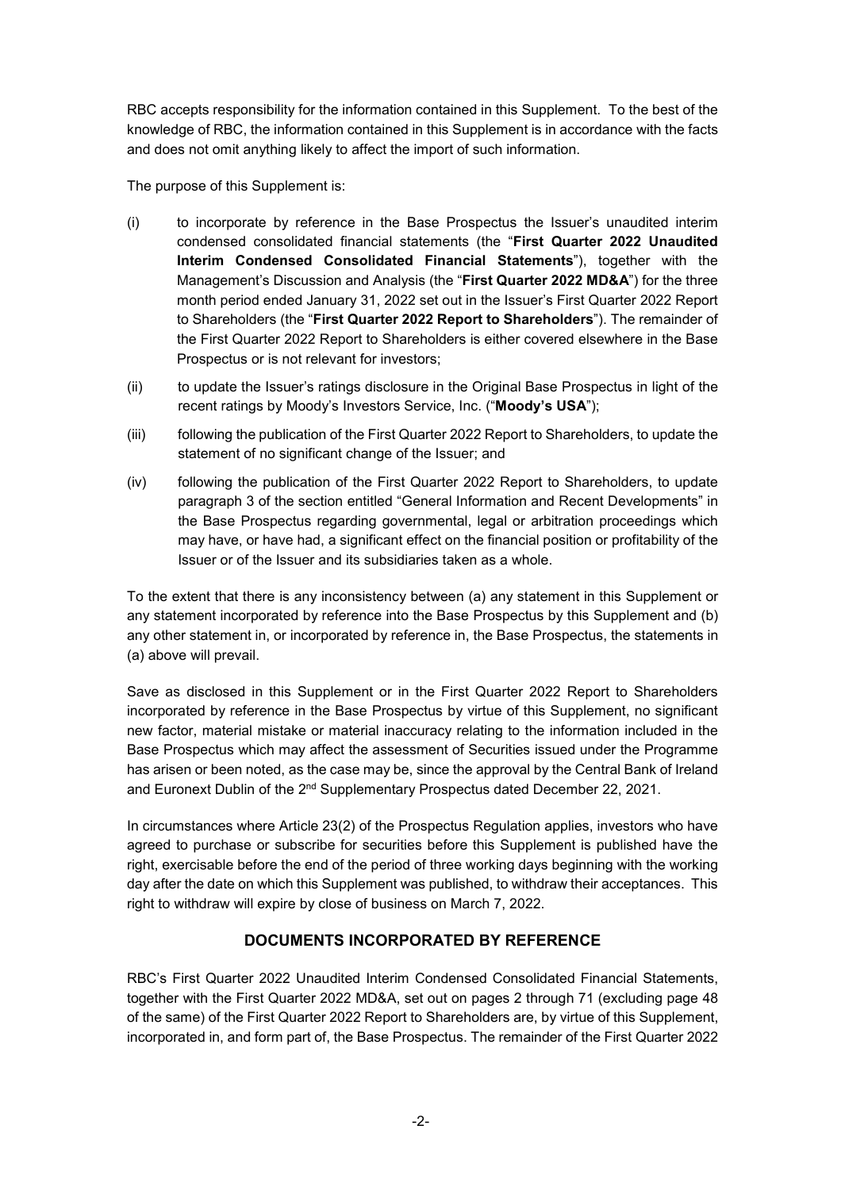RBC accepts responsibility for the information contained in this Supplement. To the best of the knowledge of RBC, the information contained in this Supplement is in accordance with the facts and does not omit anything likely to affect the import of such information.

The purpose of this Supplement is:

(i) to incorporate by reference in the Base Prospectus the Issuer's unaudited interim condensed consolidated financial statements (the "**First Quarter 2022 Unaudited Interim Condensed Consolidated Financial Statements**"), together with the Management's Discussion and Analysis (the "**First Quarter 2022 MD&A**") for the three month period ended January 31, 2022 set out in the Issuer's First Quarter 2022 Report to Shareholders (the "**First Quarter 2022 Report to Shareholders**"). The remainder of the First Quarter 2022 Report to Shareholders is either covered elsewhere in the Base Prospectus or is not relevant for investors;

(ii) to update the Issuer's ratings disclosure in the Original Base Prospectus in light of the recent ratings by Moody's Investors Service, Inc. ("**Moody's USA**");

(iii) following the publication of the First Quarter 2022 Report to Shareholders, to update the statement of no significant change of the Issuer; and

(iv) following the publication of the First Quarter 2022 Report to Shareholders, to update paragraph 3 of the section entitled "General Information and Recent Developments" in the Base Prospectus regarding governmental, legal or arbitration proceedings which may have, or have had, a significant effect on the financial position or profitability of the Issuer or of the Issuer and its subsidiaries taken as a whole.

To the extent that there is any inconsistency between (a) any statement in this Supplement or any statement incorporated by reference into the Base Prospectus by this Supplement and (b) any other statement in, or incorporated by reference in, the Base Prospectus, the statements in (a) above will prevail.

Save as disclosed in this Supplement or in the First Quarter 2022 Report to Shareholders incorporated by reference in the Base Prospectus by virtue of this Supplement, no significant new factor, material mistake or material inaccuracy relating to the information included in the Base Prospectus which may affect the assessment of Securities issued under the Programme has arisen or been noted, as the case may be, since the approval by the Central Bank of Ireland and Euronext Dublin of the 2nd Supplementary Prospectus dated December 22, 2021.

In circumstances where Article 23(2) of the Prospectus Regulation applies, investors who have agreed to purchase or subscribe for securities before this Supplement is published have the right, exercisable before the end of the period of three working days beginning with the working day after the date on which this Supplement was published, to withdraw their acceptances. This right to withdraw will expire by close of business on March 7, 2022.

## DOCUMENTS INCORPORATED BY REFERENCE

RBC's First Quarter 2022 Unaudited Interim Condensed Consolidated Financial Statements, together with the First Quarter 2022 MD&A, set out on pages 2 through 71 (excluding page 48 of the same) of the First Quarter 2022 Report to Shareholders are, by virtue of this Supplement, incorporated in, and form part of, the Base Prospectus. The remainder of the First Quarter 2022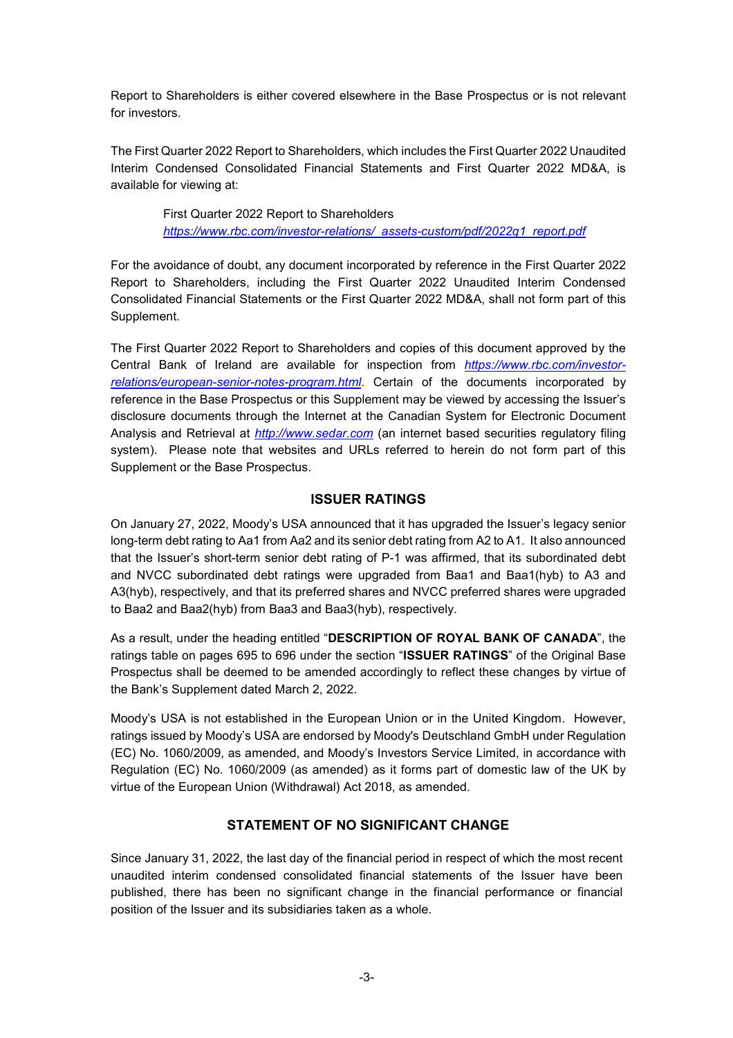Report to Shareholders is either covered elsewhere in the Base Prospectus or is not relevant for investors.

The First Quarter 2022 Report to Shareholders, which includes the First Quarter 2022 Unaudited Interim Condensed Consolidated Financial Statements and First Quarter 2022 MD&A, is available for viewing at:

> First Quarter 2022 Report to Shareholders
> *https://www.rbc.com/investor-relations/_assets-custom/pdf/2022q1_report.pdf*

For the avoidance of doubt, any document incorporated by reference in the First Quarter 2022 Report to Shareholders, including the First Quarter 2022 Unaudited Interim Condensed Consolidated Financial Statements or the First Quarter 2022 MD&A, shall not form part of this Supplement.

The First Quarter 2022 Report to Shareholders and copies of this document approved by the Central Bank of Ireland are available for inspection from *https://www.rbc.com/investor-relations/european-senior-notes-program.html*. Certain of the documents incorporated by reference in the Base Prospectus or this Supplement may be viewed by accessing the Issuer's disclosure documents through the Internet at the Canadian System for Electronic Document Analysis and Retrieval at *http://www.sedar.com* (an internet based securities regulatory filing system). Please note that websites and URLs referred to herein do not form part of this Supplement or the Base Prospectus.

## ISSUER RATINGS

On January 27, 2022, Moody's USA announced that it has upgraded the Issuer's legacy senior long-term debt rating to Aa1 from Aa2 and its senior debt rating from A2 to A1. It also announced that the Issuer's short-term senior debt rating of P-1 was affirmed, that its subordinated debt and NVCC subordinated debt ratings were upgraded from Baa1 and Baa1(hyb) to A3 and A3(hyb), respectively, and that its preferred shares and NVCC preferred shares were upgraded to Baa2 and Baa2(hyb) from Baa3 and Baa3(hyb), respectively.

As a result, under the heading entitled "**DESCRIPTION OF ROYAL BANK OF CANADA**", the ratings table on pages 695 to 696 under the section "**ISSUER RATINGS**" of the Original Base Prospectus shall be deemed to be amended accordingly to reflect these changes by virtue of the Bank's Supplement dated March 2, 2022.

Moody's USA is not established in the European Union or in the United Kingdom. However, ratings issued by Moody's USA are endorsed by Moody's Deutschland GmbH under Regulation (EC) No. 1060/2009, as amended, and Moody's Investors Service Limited, in accordance with Regulation (EC) No. 1060/2009 (as amended) as it forms part of domestic law of the UK by virtue of the European Union (Withdrawal) Act 2018, as amended.

## STATEMENT OF NO SIGNIFICANT CHANGE

Since January 31, 2022, the last day of the financial period in respect of which the most recent unaudited interim condensed consolidated financial statements of the Issuer have been published, there has been no significant change in the financial performance or financial position of the Issuer and its subsidiaries taken as a whole.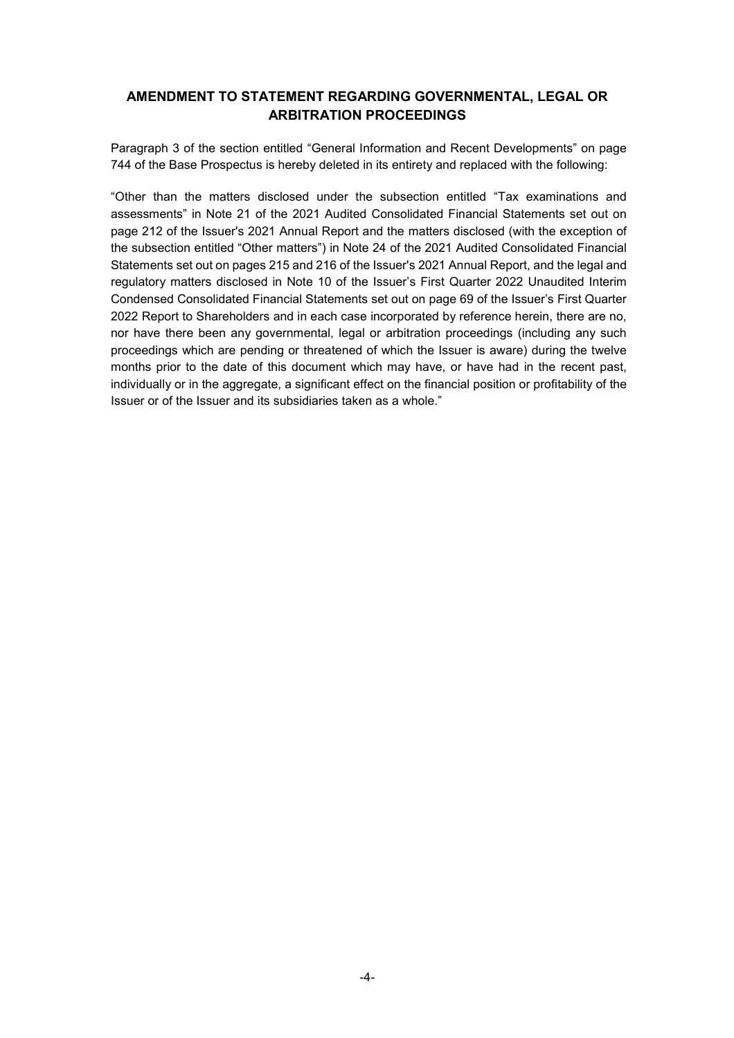## AMENDMENT TO STATEMENT REGARDING GOVERNMENTAL, LEGAL OR ARBITRATION PROCEEDINGS

Paragraph 3 of the section entitled "General Information and Recent Developments" on page 744 of the Base Prospectus is hereby deleted in its entirety and replaced with the following:

"Other than the matters disclosed under the subsection entitled "Tax examinations and assessments" in Note 21 of the 2021 Audited Consolidated Financial Statements set out on page 212 of the Issuer's 2021 Annual Report and the matters disclosed (with the exception of the subsection entitled "Other matters") in Note 24 of the 2021 Audited Consolidated Financial Statements set out on pages 215 and 216 of the Issuer's 2021 Annual Report, and the legal and regulatory matters disclosed in Note 10 of the Issuer's First Quarter 2022 Unaudited Interim Condensed Consolidated Financial Statements set out on page 69 of the Issuer's First Quarter 2022 Report to Shareholders and in each case incorporated by reference herein, there are no, nor have there been any governmental, legal or arbitration proceedings (including any such proceedings which are pending or threatened of which the Issuer is aware) during the twelve months prior to the date of this document which may have, or have had in the recent past, individually or in the aggregate, a significant effect on the financial position or profitability of the Issuer or of the Issuer and its subsidiaries taken as a whole."